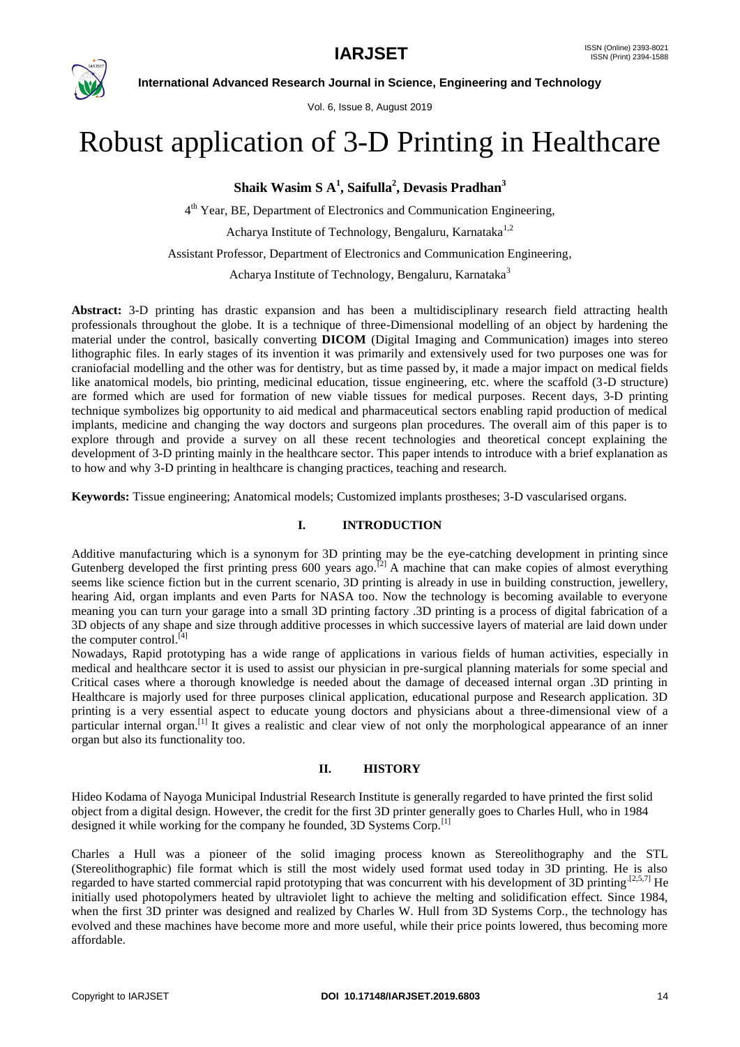# Robust application of 3-D Printing in Healthcare

**Shaik Wasim S A[1], Saifulla[2], Devasis Pradhan[3]**

4th Year, BE, Department of Electronics and Communication Engineering,

Acharya Institute of Technology, Bengaluru, Karnataka[1,2]

Assistant Professor, Department of Electronics and Communication Engineering,

Acharya Institute of Technology, Bengaluru, Karnataka[3]

**Abstract:** 3-D printing has drastic expansion and has been a multidisciplinary research field attracting health professionals throughout the globe. It is a technique of three-Dimensional modelling of an object by hardening the material under the control, basically converting **DICOM** (Digital Imaging and Communication) images into stereo lithographic files. In early stages of its invention it was primarily and extensively used for two purposes one was for craniofacial modelling and the other was for dentistry, but as time passed by, it made a major impact on medical fields like anatomical models, bio printing, medicinal education, tissue engineering, etc. where the scaffold (3-D structure) are formed which are used for formation of new viable tissues for medical purposes. Recent days, 3-D printing technique symbolizes big opportunity to aid medical and pharmaceutical sectors enabling rapid production of medical implants, medicine and changing the way doctors and surgeons plan procedures. The overall aim of this paper is to explore through and provide a survey on all these recent technologies and theoretical concept explaining the development of 3-D printing mainly in the healthcare sector. This paper intends to introduce with a brief explanation as to how and why 3-D printing in healthcare is changing practices, teaching and research.

**Keywords:** Tissue engineering; Anatomical models; Customized implants prostheses; 3-D vascularised organs.

## I. INTRODUCTION

Additive manufacturing which is a synonym for 3D printing may be the eye-catching development in printing since Gutenberg developed the first printing press 600 years ago.[2] A machine that can make copies of almost everything seems like science fiction but in the current scenario, 3D printing is already in use in building construction, jewellery, hearing Aid, organ implants and even Parts for NASA too. Now the technology is becoming available to everyone meaning you can turn your garage into a small 3D printing factory .3D printing is a process of digital fabrication of a 3D objects of any shape and size through additive processes in which successive layers of material are laid down under the computer control.[4]

Nowadays, Rapid prototyping has a wide range of applications in various fields of human activities, especially in medical and healthcare sector it is used to assist our physician in pre-surgical planning materials for some special and Critical cases where a thorough knowledge is needed about the damage of deceased internal organ .3D printing in Healthcare is majorly used for three purposes clinical application, educational purpose and Research application. 3D printing is a very essential aspect to educate young doctors and physicians about a three-dimensional view of a particular internal organ.[1] It gives a realistic and clear view of not only the morphological appearance of an inner organ but also its functionality too.

## II. HISTORY

Hideo Kodama of Nayoga Municipal Industrial Research Institute is generally regarded to have printed the first solid object from a digital design. However, the credit for the first 3D printer generally goes to Charles Hull, who in 1984 designed it while working for the company he founded, 3D Systems Corp.[1]

Charles a Hull was a pioneer of the solid imaging process known as Stereolithography and the STL (Stereolithographic) file format which is still the most widely used format used today in 3D printing. He is also regarded to have started commercial rapid prototyping that was concurrent with his development of 3D printing.[2,5,7] He initially used photopolymers heated by ultraviolet light to achieve the melting and solidification effect. Since 1984, when the first 3D printer was designed and realized by Charles W. Hull from 3D Systems Corp., the technology has evolved and these machines have become more and more useful, while their price points lowered, thus becoming more affordable.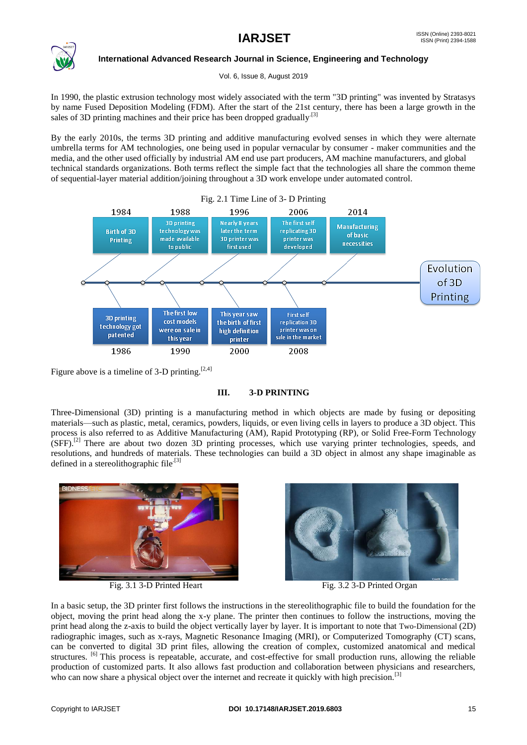In 1990, the plastic extrusion technology most widely associated with the term "3D printing" was invented by Stratasys by name Fused Deposition Modeling (FDM). After the start of the 21st century, there has been a large growth in the sales of 3D printing machines and their price has been dropped gradually.[3]

By the early 2010s, the terms 3D printing and additive manufacturing evolved senses in which they were alternate umbrella terms for AM technologies, one being used in popular vernacular by consumer - maker communities and the media, and the other used officially by industrial AM end use part producers, AM machine manufacturers, and global technical standards organizations. Both terms reflect the simple fact that the technologies all share the common theme of sequential-layer material addition/joining throughout a 3D work envelope under automated control.

Fig. 2.1 Time Line of 3- D Printing

| Year | Event |
|---|---|
| 1984 | Birth of 3D Printing |
| 1986 | 3D printing technology got patented |
| 1988 | 3D printing technology was made available to public |
| 1990 | The first low cost models were on sale in this year |
| 1996 | Nearly 8 years later the term 3D printer was first used |
| 2000 | This year saw the birth of first high definition printer |
| 2006 | The first self replicating 3D printer was developed |
| 2008 | First self replication 3D printer was on sale in the market |
| 2014 | Manufacturing of basic necessities |

Evolution of 3D Printing

Figure above is a timeline of 3-D printing.[2,4]

## III. 3-D PRINTING

Three-Dimensional (3D) printing is a manufacturing method in which objects are made by fusing or depositing materials—such as plastic, metal, ceramics, powders, liquids, or even living cells in layers to produce a 3D object. This process is also referred to as Additive Manufacturing (AM), Rapid Prototyping (RP), or Solid Free-Form Technology (SFF).[2] There are about two dozen 3D printing processes, which use varying printer technologies, speeds, and resolutions, and hundreds of materials. These technologies can build a 3D object in almost any shape imaginable as defined in a stereolithographic file[3]

Fig. 3.1 3-D Printed Heart

Fig. 3.2 3-D Printed Organ

In a basic setup, the 3D printer first follows the instructions in the stereolithographic file to build the foundation for the object, moving the print head along the x-y plane. The printer then continues to follow the instructions, moving the print head along the z-axis to build the object vertically layer by layer. It is important to note that Two-Dimensional (2D) radiographic images, such as x-rays, Magnetic Resonance Imaging (MRI), or Computerized Tomography (CT) scans, can be converted to digital 3D print files, allowing the creation of complex, customized anatomical and medical structures. [6] This process is repeatable, accurate, and cost-effective for small production runs, allowing the reliable production of customized parts. It also allows fast production and collaboration between physicians and researchers, who can now share a physical object over the internet and recreate it quickly with high precision.[3]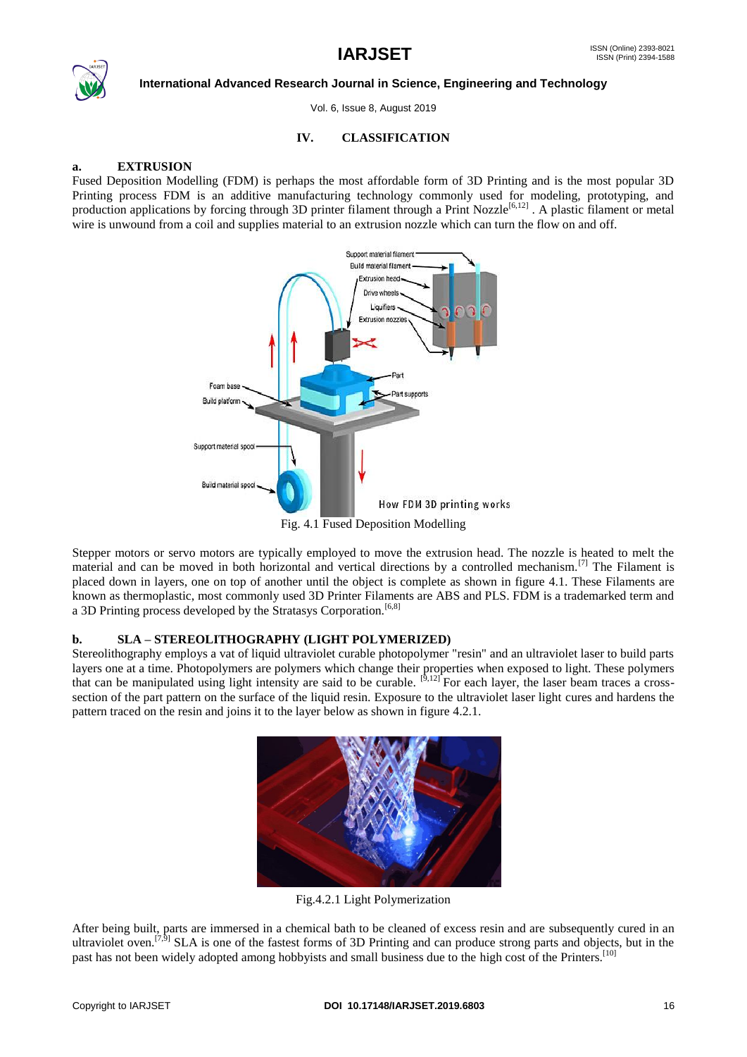## IV. CLASSIFICATION

### a. EXTRUSION

Fused Deposition Modelling (FDM) is perhaps the most affordable form of 3D Printing and is the most popular 3D Printing process FDM is an additive manufacturing technology commonly used for modeling, prototyping, and production applications by forcing through 3D printer filament through a Print Nozzle[6,12] . A plastic filament or metal wire is unwound from a coil and supplies material to an extrusion nozzle which can turn the flow on and off.

Fig. 4.1 Fused Deposition Modelling

Stepper motors or servo motors are typically employed to move the extrusion head. The nozzle is heated to melt the material and can be moved in both horizontal and vertical directions by a controlled mechanism.[7] The Filament is placed down in layers, one on top of another until the object is complete as shown in figure 4.1. These Filaments are known as thermoplastic, most commonly used 3D Printer Filaments are ABS and PLS. FDM is a trademarked term and a 3D Printing process developed by the Stratasys Corporation.[6,8]

### b. SLA – STEREOLITHOGRAPHY (LIGHT POLYMERIZED)

Stereolithography employs a vat of liquid ultraviolet curable photopolymer "resin" and an ultraviolet laser to build parts layers one at a time. Photopolymers are polymers which change their properties when exposed to light. These polymers that can be manipulated using light intensity are said to be curable. [9,12] For each layer, the laser beam traces a cross-section of the part pattern on the surface of the liquid resin. Exposure to the ultraviolet laser light cures and hardens the pattern traced on the resin and joins it to the layer below as shown in figure 4.2.1.

Fig.4.2.1 Light Polymerization

After being built, parts are immersed in a chemical bath to be cleaned of excess resin and are subsequently cured in an ultraviolet oven.[7,9] SLA is one of the fastest forms of 3D Printing and can produce strong parts and objects, but in the past has not been widely adopted among hobbyists and small business due to the high cost of the Printers.[10]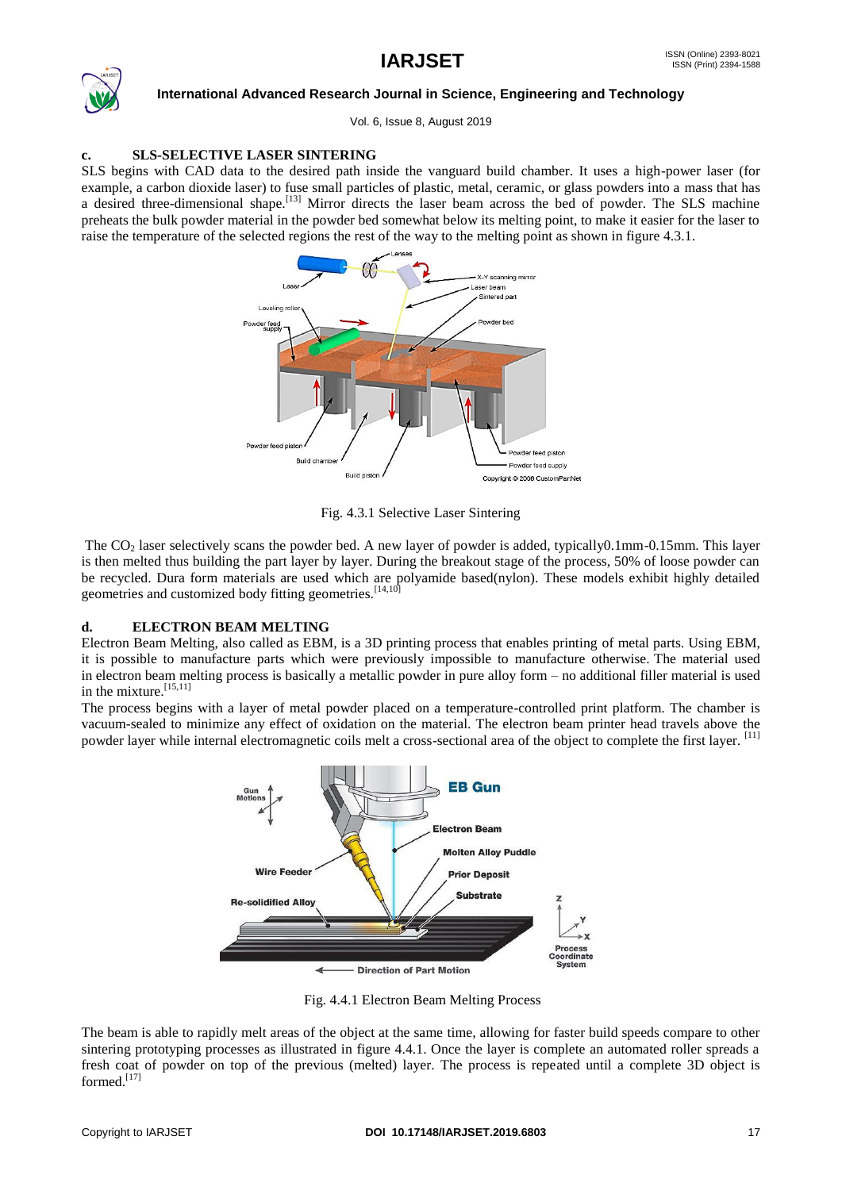### c. SLS-SELECTIVE LASER SINTERING

SLS begins with CAD data to the desired path inside the vanguard build chamber. It uses a high-power laser (for example, a carbon dioxide laser) to fuse small particles of plastic, metal, ceramic, or glass powders into a mass that has a desired three-dimensional shape.[13] Mirror directs the laser beam across the bed of powder. The SLS machine preheats the bulk powder material in the powder bed somewhat below its melting point, to make it easier for the laser to raise the temperature of the selected regions the rest of the way to the melting point as shown in figure 4.3.1.

Fig. 4.3.1 Selective Laser Sintering

The $CO_2$ laser selectively scans the powder bed. A new layer of powder is added, typically0.1mm-0.15mm. This layer is then melted thus building the part layer by layer. During the breakout stage of the process, 50% of loose powder can be recycled. Dura form materials are used which are polyamide based(nylon). These models exhibit highly detailed geometries and customized body fitting geometries.[14,10]

### d. ELECTRON BEAM MELTING

Electron Beam Melting, also called as EBM, is a 3D printing process that enables printing of metal parts. Using EBM, it is possible to manufacture parts which were previously impossible to manufacture otherwise. The material used in electron beam melting process is basically a metallic powder in pure alloy form – no additional filler material is used in the mixture.[15,11]

The process begins with a layer of metal powder placed on a temperature-controlled print platform. The chamber is vacuum-sealed to minimize any effect of oxidation on the material. The electron beam printer head travels above the powder layer while internal electromagnetic coils melt a cross-sectional area of the object to complete the first layer. [11]

Fig. 4.4.1 Electron Beam Melting Process

The beam is able to rapidly melt areas of the object at the same time, allowing for faster build speeds compare to other sintering prototyping processes as illustrated in figure 4.4.1. Once the layer is complete an automated roller spreads a fresh coat of powder on top of the previous (melted) layer. The process is repeated until a complete 3D object is formed.[17]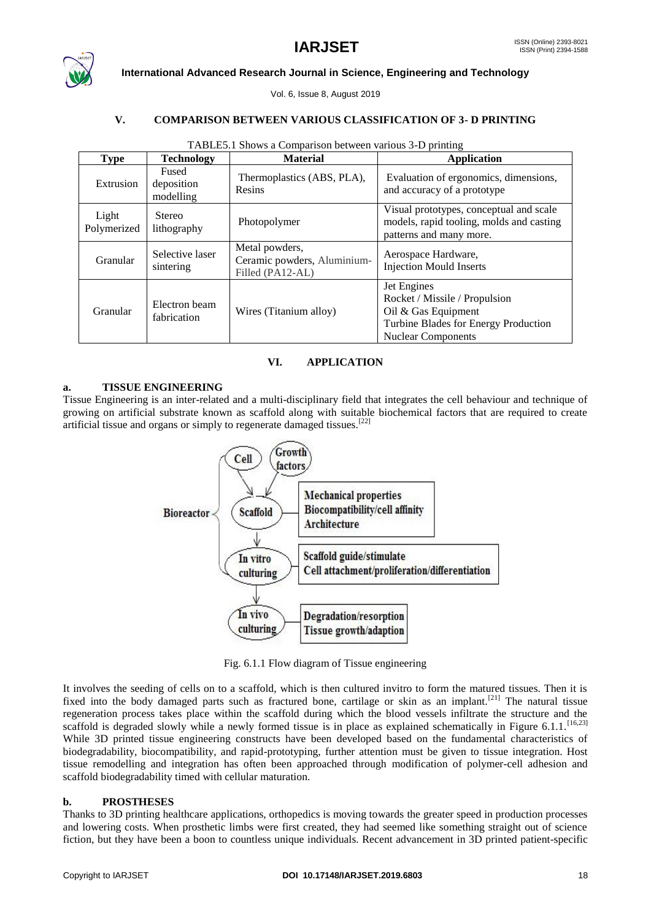## V. COMPARISON BETWEEN VARIOUS CLASSIFICATION OF 3- D PRINTING

TABLE5.1 Shows a Comparison between various 3-D printing

| Type | Technology | Material | Application |
| --- | --- | --- | --- |
| Extrusion | Fused deposition modelling | Thermoplastics (ABS, PLA), Resins | Evaluation of ergonomics, dimensions, and accuracy of a prototype |
| Light Polymerized | Stereo lithography | Photopolymer | Visual prototypes, conceptual and scale models, rapid tooling, molds and casting patterns and many more. |
| Granular | Selective laser sintering | Metal powders, Ceramic powders, Aluminium-Filled (PA12-AL) | Aerospace Hardware, Injection Mould Inserts |
| Granular | Electron beam fabrication | Wires (Titanium alloy) | Jet Engines<br>Rocket / Missile / Propulsion<br>Oil & Gas Equipment<br>Turbine Blades for Energy Production<br>Nuclear Components |

## VI. APPLICATION

### a. TISSUE ENGINEERING

Tissue Engineering is an inter-related and a multi-disciplinary field that integrates the cell behaviour and technique of growing on artificial substrate known as scaffold along with suitable biochemical factors that are required to create artificial tissue and organs or simply to regenerate damaged tissues.[22]

Fig. 6.1.1 Flow diagram of Tissue engineering

It involves the seeding of cells on to a scaffold, which is then cultured invitro to form the matured tissues. Then it is fixed into the body damaged parts such as fractured bone, cartilage or skin as an implant.[21] The natural tissue regeneration process takes place within the scaffold during which the blood vessels infiltrate the structure and the scaffold is degraded slowly while a newly formed tissue is in place as explained schematically in Figure 6.1.1.[16,23] While 3D printed tissue engineering constructs have been developed based on the fundamental characteristics of biodegradability, biocompatibility, and rapid-prototyping, further attention must be given to tissue integration. Host tissue remodelling and integration has often been approached through modification of polymer-cell adhesion and scaffold biodegradability timed with cellular maturation.

### b. PROSTHESES

Thanks to 3D printing healthcare applications, orthopedics is moving towards the greater speed in production processes and lowering costs. When prosthetic limbs were first created, they had seemed like something straight out of science fiction, but they have been a boon to countless unique individuals. Recent advancement in 3D printed patient-specific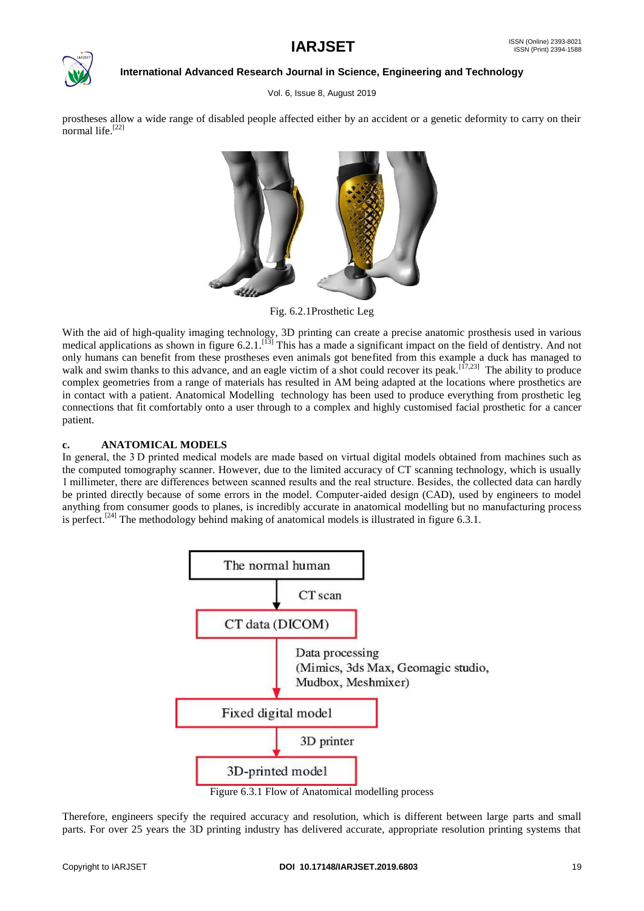prostheses allow a wide range of disabled people affected either by an accident or a genetic deformity to carry on their normal life.[22]

Fig. 6.2.1Prosthetic Leg

With the aid of high-quality imaging technology, 3D printing can create a precise anatomic prosthesis used in various medical applications as shown in figure 6.2.1.[13] This has a made a significant impact on the field of dentistry. And not only humans can benefit from these prostheses even animals got benefited from this example a duck has managed to walk and swim thanks to this advance, and an eagle victim of a shot could recover its peak.[17,23] The ability to produce complex geometries from a range of materials has resulted in AM being adapted at the locations where prosthetics are in contact with a patient. Anatomical Modelling technology has been used to produce everything from prosthetic leg connections that fit comfortably onto a user through to a complex and highly customised facial prosthetic for a cancer patient.

### c. ANATOMICAL MODELS

In general, the 3 D printed medical models are made based on virtual digital models obtained from machines such as the computed tomography scanner. However, due to the limited accuracy of CT scanning technology, which is usually 1 millimeter, there are differences between scanned results and the real structure. Besides, the collected data can hardly be printed directly because of some errors in the model. Computer-aided design (CAD), used by engineers to model anything from consumer goods to planes, is incredibly accurate in anatomical modelling but no manufacturing process is perfect.[24] The methodology behind making of anatomical models is illustrated in figure 6.3.1.

The normal human
→ CT scan
CT data (DICOM)
→ Data processing (Mimics, 3ds Max, Geomagic studio, Mudbox, Meshmixer)
Fixed digital model
→ 3D printer
3D-printed model

Figure 6.3.1 Flow of Anatomical modelling process

Therefore, engineers specify the required accuracy and resolution, which is different between large parts and small parts. For over 25 years the 3D printing industry has delivered accurate, appropriate resolution printing systems that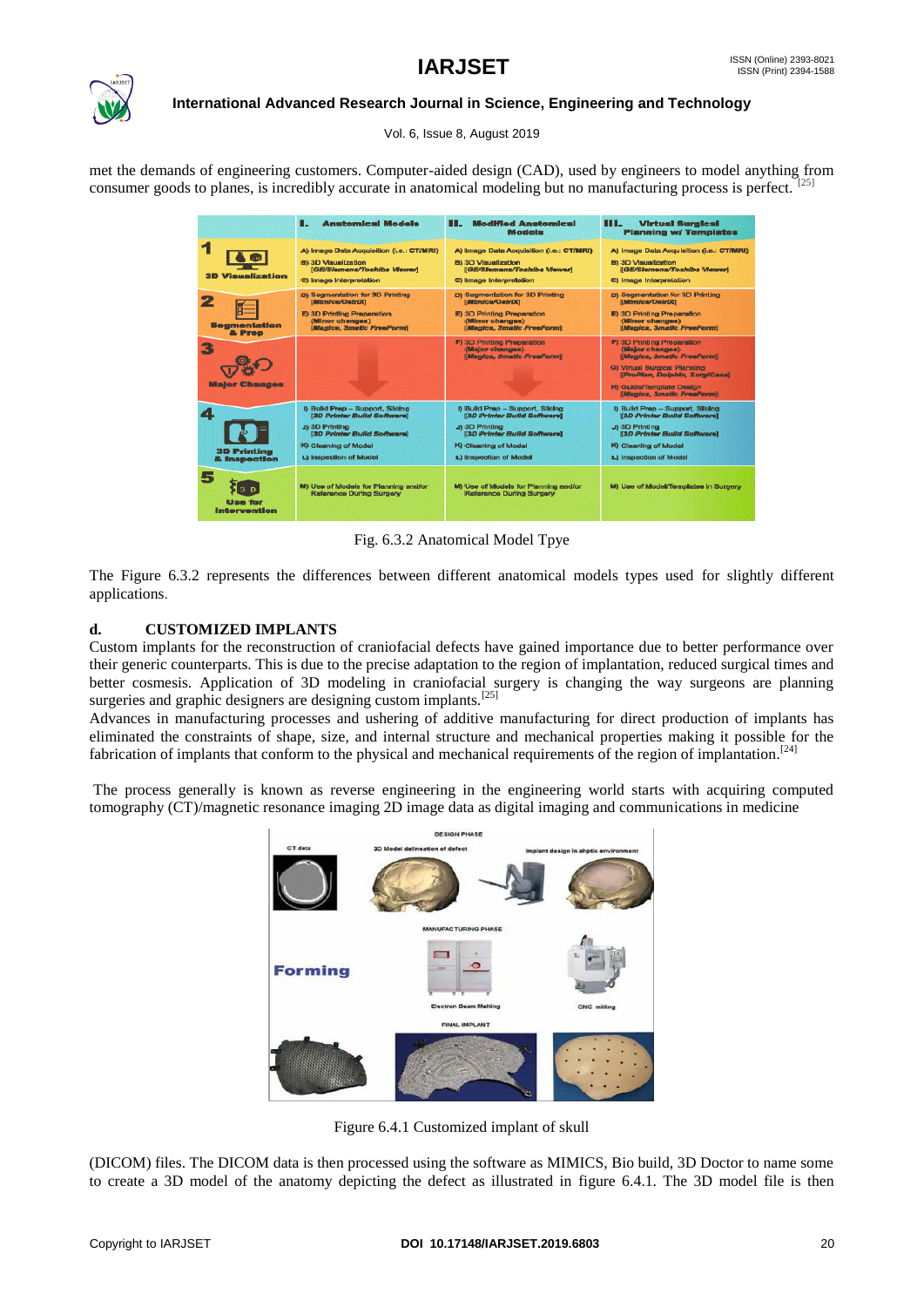met the demands of engineering customers. Computer-aided design (CAD), used by engineers to model anything from consumer goods to planes, is incredibly accurate in anatomical modeling but no manufacturing process is perfect. [25]

| | I. Anatomical Models | II. Modified Anatomical Models | III. Virtual Surgical Planning w/ Templates |
|---|---|---|---|
| 1 3D Visualization | A) Image Data Acquisition (i.e.: CT/MRI) B) 3D Visualization [GE/Siemens/Toshiba Viewer] C) Image Interpretation | A) Image Data Acquisition (i.e.: CT/MRI) B) 3D Visualization [GE/Siemens/Toshiba Viewer] C) Image Interpretation | A) Image Data Acquisition (i.e.: CT/MRI) B) 3D Visualization [GE/Siemens/Toshiba Viewer] C) Image Interpretation |
| 2 Segmentation & Prep | D) Segmentation for 3D Printing [Mimics/OsiriX] E) 3D Printing Preparation (Minor changes) [Magics, 3matic FreeForm] | D) Segmentation for 3D Printing [Mimics/OsiriX] E) 3D Printing Preparation (Minor changes) [Magics, 3matic FreeForm] | D) Segmentation for 3D Printing [Mimics/OsiriX] E) 3D Printing Preparation (Minor changes) [Magics, 3matic FreeForm] |
| 3 Major Changes | | F) 3D Printing Preparation (Major changes) [Magics, 3matic FreeForm] | F) 3D Printing Preparation (Major changes) [Magics, 3matic FreeForm] G) Virtual Surgical Planning [ProPlan, Dolphin, SurgiCase] H) Guide/Template Design [Magics, 3matic FreeForm] |
| 4 3D Printing & Inspection | I) Build Prep – Support, Slicing [3D Printer Build Software] J) 3D Printing [3D Printer Build Software] K) Cleaning of Model L) Inspection of Model | I) Build Prep – Support, Slicing [3D Printer Build Software] J) 3D Printing [3D Printer Build Software] K) Cleaning of Model L) Inspection of Model | I) Build Prep – Support, Slicing [3D Printer Build Software] J) 3D Printing [3D Printer Build Software] K) Cleaning of Model L) Inspection of Model |
| 5 Use for Intervention | M) Use of Models for Planning and/or Reference During Surgery | M) Use of Models for Planning and/or Reference During Surgery | M) Use of Model/Templates in Surgery |

Fig. 6.3.2 Anatomical Model Tpye

The Figure 6.3.2 represents the differences between different anatomical models types used for slightly different applications.

### d. CUSTOMIZED IMPLANTS

Custom implants for the reconstruction of craniofacial defects have gained importance due to better performance over their generic counterparts. This is due to the precise adaptation to the region of implantation, reduced surgical times and better cosmesis. Application of 3D modeling in craniofacial surgery is changing the way surgeons are planning surgeries and graphic designers are designing custom implants.[25]

Advances in manufacturing processes and ushering of additive manufacturing for direct production of implants has eliminated the constraints of shape, size, and internal structure and mechanical properties making it possible for the fabrication of implants that conform to the physical and mechanical requirements of the region of implantation.[24]

The process generally is known as reverse engineering in the engineering world starts with acquiring computed tomography (CT)/magnetic resonance imaging 2D image data as digital imaging and communications in medicine

Figure 6.4.1 Customized implant of skull

(DICOM) files. The DICOM data is then processed using the software as MIMICS, Bio build, 3D Doctor to name some to create a 3D model of the anatomy depicting the defect as illustrated in figure 6.4.1. The 3D model file is then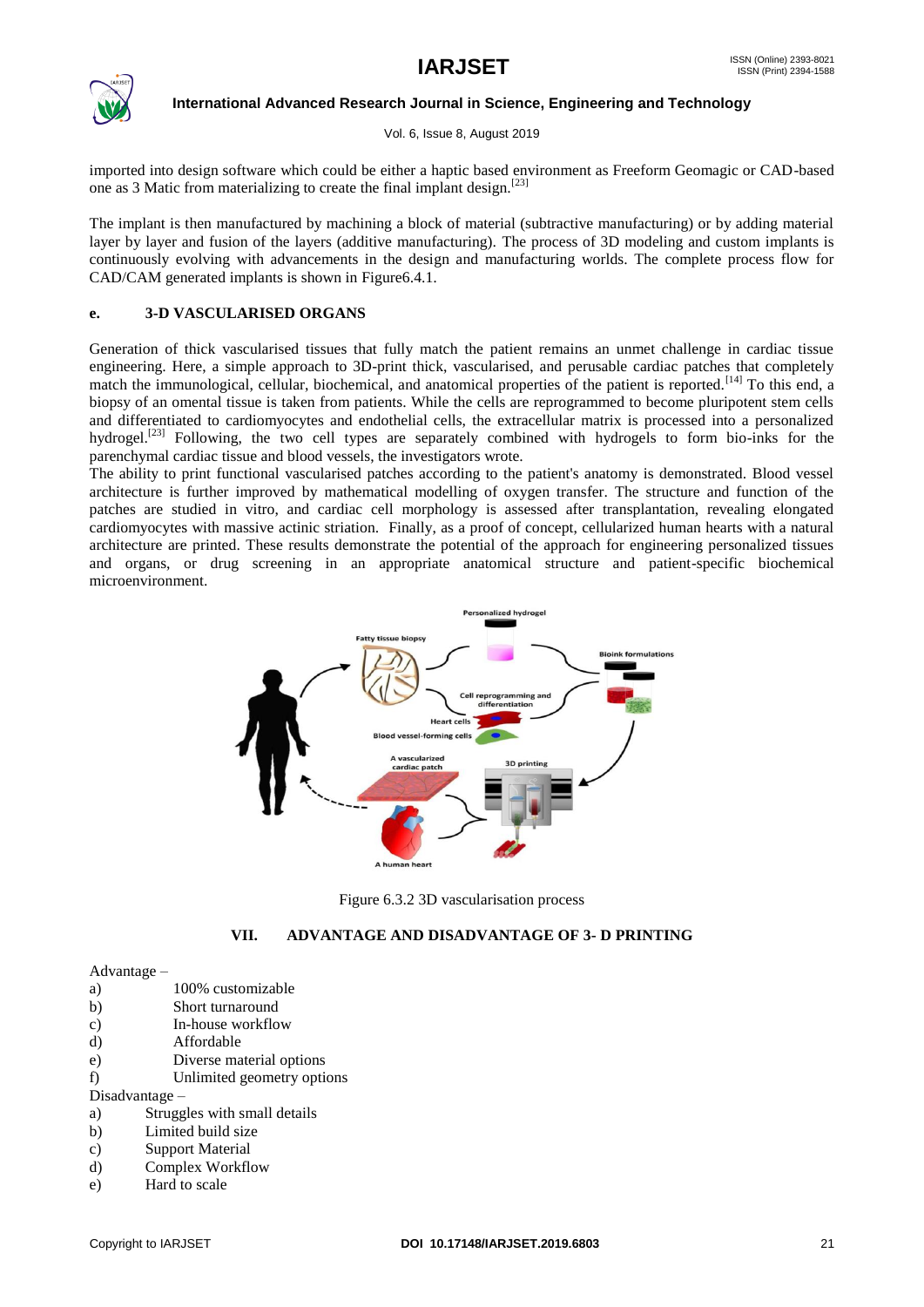imported into design software which could be either a haptic based environment as Freeform Geomagic or CAD-based one as 3 Matic from materializing to create the final implant design.[23]

The implant is then manufactured by machining a block of material (subtractive manufacturing) or by adding material layer by layer and fusion of the layers (additive manufacturing). The process of 3D modeling and custom implants is continuously evolving with advancements in the design and manufacturing worlds. The complete process flow for CAD/CAM generated implants is shown in Figure6.4.1.

### e. 3-D VASCULARISED ORGANS

Generation of thick vascularised tissues that fully match the patient remains an unmet challenge in cardiac tissue engineering. Here, a simple approach to 3D-print thick, vascularised, and perusable cardiac patches that completely match the immunological, cellular, biochemical, and anatomical properties of the patient is reported.[14] To this end, a biopsy of an omental tissue is taken from patients. While the cells are reprogrammed to become pluripotent stem cells and differentiated to cardiomyocytes and endothelial cells, the extracellular matrix is processed into a personalized hydrogel.[23] Following, the two cell types are separately combined with hydrogels to form bio-inks for the parenchymal cardiac tissue and blood vessels, the investigators wrote.
The ability to print functional vascularised patches according to the patient's anatomy is demonstrated. Blood vessel architecture is further improved by mathematical modelling of oxygen transfer. The structure and function of the patches are studied in vitro, and cardiac cell morphology is assessed after transplantation, revealing elongated cardiomyocytes with massive actinic striation. Finally, as a proof of concept, cellularized human hearts with a natural architecture are printed. These results demonstrate the potential of the approach for engineering personalized tissues and organs, or drug screening in an appropriate anatomical structure and patient-specific biochemical microenvironment.

Figure 6.3.2 3D vascularisation process

## VII. ADVANTAGE AND DISADVANTAGE OF 3- D PRINTING

Advantage –

a) 100% customizable
b) Short turnaround
c) In-house workflow
d) Affordable
e) Diverse material options
f) Unlimited geometry options

Disadvantage –

a) Struggles with small details
b) Limited build size
c) Support Material
d) Complex Workflow
e) Hard to scale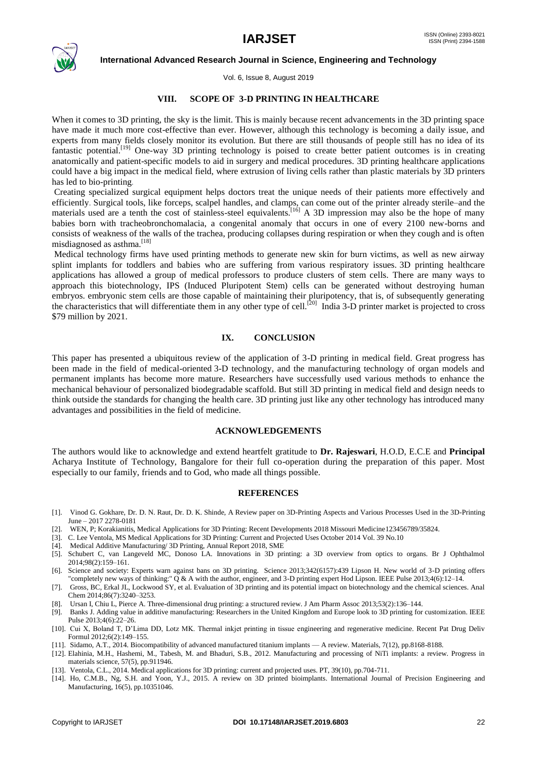## VIII. SCOPE OF 3-D PRINTING IN HEALTHCARE

When it comes to 3D printing, the sky is the limit. This is mainly because recent advancements in the 3D printing space have made it much more cost-effective than ever. However, although this technology is becoming a daily issue, and experts from many fields closely monitor its evolution. But there are still thousands of people still has no idea of its fantastic potential.[19] One-way 3D printing technology is poised to create better patient outcomes is in creating anatomically and patient-specific models to aid in surgery and medical procedures. 3D printing healthcare applications could have a big impact in the medical field, where extrusion of living cells rather than plastic materials by 3D printers has led to bio-printing.

Creating specialized surgical equipment helps doctors treat the unique needs of their patients more effectively and efficiently. Surgical tools, like forceps, scalpel handles, and clamps, can come out of the printer already sterile–and the materials used are a tenth the cost of stainless-steel equivalents.[16] A 3D impression may also be the hope of many babies born with tracheobronchomalacia, a congenital anomaly that occurs in one of every 2100 new-borns and consists of weakness of the walls of the trachea, producing collapses during respiration or when they cough and is often misdiagnosed as asthma.[18]

Medical technology firms have used printing methods to generate new skin for burn victims, as well as new airway splint implants for toddlers and babies who are suffering from various respiratory issues. 3D printing healthcare applications has allowed a group of medical professors to produce clusters of stem cells. There are many ways to approach this biotechnology, IPS (Induced Pluripotent Stem) cells can be generated without destroying human embryos. embryonic stem cells are those capable of maintaining their pluripotency, that is, of subsequently generating the characteristics that will differentiate them in any other type of cell.[20] India 3-D printer market is projected to cross \$79 million by 2021.

## IX. CONCLUSION

This paper has presented a ubiquitous review of the application of 3-D printing in medical field. Great progress has been made in the field of medical-oriented 3-D technology, and the manufacturing technology of organ models and permanent implants has become more mature. Researchers have successfully used various methods to enhance the mechanical behaviour of personalized biodegradable scaffold. But still 3D printing in medical field and design needs to think outside the standards for changing the health care. 3D printing just like any other technology has introduced many advantages and possibilities in the field of medicine.

## ACKNOWLEDGEMENTS

The authors would like to acknowledge and extend heartfelt gratitude to **Dr. Rajeswari**, H.O.D, E.C.E and **Principal** Acharya Institute of Technology, Bangalore for their full co-operation during the preparation of this paper. Most especially to our family, friends and to God, who made all things possible.

## REFERENCES

[1]. Vinod G. Gokhare, Dr. D. N. Raut, Dr. D. K. Shinde, A Review paper on 3D-Printing Aspects and Various Processes Used in the 3D-Printing June – 2017 2278-0181

[2]. WEN, P; Korakianitis, Medical Applications for 3D Printing: Recent Developments 2018 Missouri Medicine123456789/35824.

[3]. C. Lee Ventola, MS Medical Applications for 3D Printing: Current and Projected Uses October 2014 Vol. 39 No.10

[4]. Medical Additive Manufacturing/ 3D Printing, Annual Report 2018, SME

[5]. Schubert C, van Langeveld MC, Donoso LA. Innovations in 3D printing: a 3D overview from optics to organs. Br J Ophthalmol 2014;98(2):159–161.

[6]. Science and society: Experts warn against bans on 3D printing. Science 2013;342(6157):439 Lipson H. New world of 3-D printing offers "completely new ways of thinking:" Q & A with the author, engineer, and 3-D printing expert Hod Lipson. IEEE Pulse 2013;4(6):12–14.

[7]. Gross, BC, Erkal JL, Lockwood SY, et al. Evaluation of 3D printing and its potential impact on biotechnology and the chemical sciences. Anal Chem 2014;86(7):3240–3253.

[8]. Ursan I, Chiu L, Pierce A. Three-dimensional drug printing: a structured review. J Am Pharm Assoc 2013;53(2):136–144.

[9]. Banks J. Adding value in additive manufacturing: Researchers in the United Kingdom and Europe look to 3D printing for customization. IEEE Pulse 2013;4(6):22–26.

[10]. Cui X, Boland T, D'Lima DD, Lotz MK. Thermal inkjet printing in tissue engineering and regenerative medicine. Recent Pat Drug Deliv Formul 2012;6(2):149–155.

[11]. Sidamo, A.T., 2014. Biocompatibility of advanced manufactured titanium implants — A review. Materials, 7(12), pp.8168-8188.

[12]. Elahinia, M.H., Hashemi, M., Tabesh, M. and Bhaduri, S.B., 2012. Manufacturing and processing of NiTi implants: a review. Progress in materials science, 57(5), pp.911946.

[13]. Ventola, C.L., 2014. Medical applications for 3D printing: current and projected uses. PT, 39(10), pp.704-711.

[14]. Ho, C.M.B., Ng, S.H. and Yoon, Y.J., 2015. A review on 3D printed bioimplants. International Journal of Precision Engineering and Manufacturing, 16(5), pp.10351046.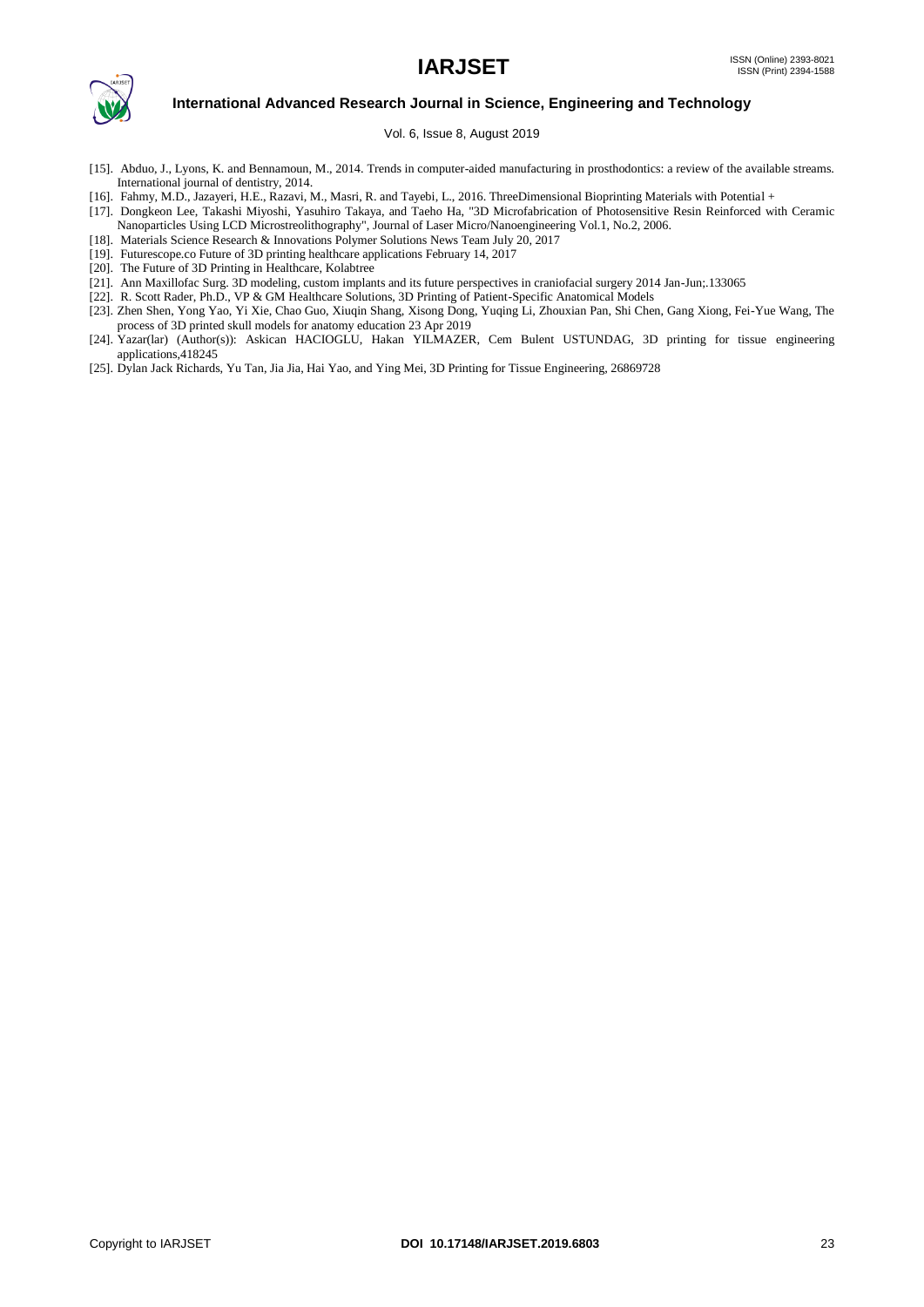[15]. Abduo, J., Lyons, K. and Bennamoun, M., 2014. Trends in computer-aided manufacturing in prosthodontics: a review of the available streams. International journal of dentistry, 2014.

[16]. Fahmy, M.D., Jazayeri, H.E., Razavi, M., Masri, R. and Tayebi, L., 2016. ThreeDimensional Bioprinting Materials with Potential +

[17]. Dongkeon Lee, Takashi Miyoshi, Yasuhiro Takaya, and Taeho Ha, "3D Microfabrication of Photosensitive Resin Reinforced with Ceramic Nanoparticles Using LCD Microstreolithography", Journal of Laser Micro/Nanoengineering Vol.1, No.2, 2006.

[18]. Materials Science Research & Innovations Polymer Solutions News Team July 20, 2017

[19]. Futurescope.co Future of 3D printing healthcare applications February 14, 2017

[20]. The Future of 3D Printing in Healthcare, Kolabtree

[21]. Ann Maxillofac Surg. 3D modeling, custom implants and its future perspectives in craniofacial surgery 2014 Jan-Jun;.133065

[22]. R. Scott Rader, Ph.D., VP & GM Healthcare Solutions, 3D Printing of Patient-Specific Anatomical Models

[23]. Zhen Shen, Yong Yao, Yi Xie, Chao Guo, Xiuqin Shang, Xisong Dong, Yuqing Li, Zhouxian Pan, Shi Chen, Gang Xiong, Fei-Yue Wang, The process of 3D printed skull models for anatomy education 23 Apr 2019

[24]. Yazar(lar) (Author(s)): Askican HACIOGLU, Hakan YILMAZER, Cem Bulent USTUNDAG, 3D printing for tissue engineering applications,418245

[25]. Dylan Jack Richards, Yu Tan, Jia Jia, Hai Yao, and Ying Mei, 3D Printing for Tissue Engineering, 26869728